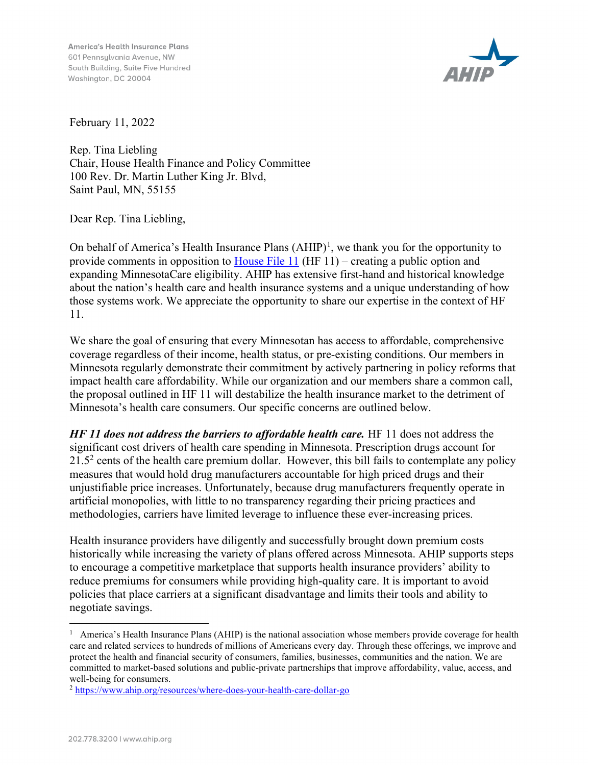America's Health Insurance Plans
601 Pennsylvania Avenue, NW
South Building, Suite Five Hundred
Washington, DC 20004

AHIP

February 11, 2022

Rep. Tina Liebling
Chair, House Health Finance and Policy Committee
100 Rev. Dr. Martin Luther King Jr. Blvd,
Saint Paul, MN, 55155

Dear Rep. Tina Liebling,

On behalf of America's Health Insurance Plans (AHIP)[1], we thank you for the opportunity to provide comments in opposition to [House File 11](#) (HF 11) – creating a public option and expanding MinnesotaCare eligibility. AHIP has extensive first-hand and historical knowledge about the nation's health care and health insurance systems and a unique understanding of how those systems work. We appreciate the opportunity to share our expertise in the context of HF 11.

We share the goal of ensuring that every Minnesotan has access to affordable, comprehensive coverage regardless of their income, health status, or pre-existing conditions. Our members in Minnesota regularly demonstrate their commitment by actively partnering in policy reforms that impact health care affordability. While our organization and our members share a common call, the proposal outlined in HF 11 will destabilize the health insurance market to the detriment of Minnesota's health care consumers. Our specific concerns are outlined below.

***HF 11 does not address the barriers to affordable health care.*** HF 11 does not address the significant cost drivers of health care spending in Minnesota. Prescription drugs account for 21.5[2] cents of the health care premium dollar. However, this bill fails to contemplate any policy measures that would hold drug manufacturers accountable for high priced drugs and their unjustifiable price increases. Unfortunately, because drug manufacturers frequently operate in artificial monopolies, with little to no transparency regarding their pricing practices and methodologies, carriers have limited leverage to influence these ever-increasing prices.

Health insurance providers have diligently and successfully brought down premium costs historically while increasing the variety of plans offered across Minnesota. AHIP supports steps to encourage a competitive marketplace that supports health insurance providers' ability to reduce premiums for consumers while providing high-quality care. It is important to avoid policies that place carriers at a significant disadvantage and limits their tools and ability to negotiate savings.

---

[1] America's Health Insurance Plans (AHIP) is the national association whose members provide coverage for health care and related services to hundreds of millions of Americans every day. Through these offerings, we improve and protect the health and financial security of consumers, families, businesses, communities and the nation. We are committed to market-based solutions and public-private partnerships that improve affordability, value, access, and well-being for consumers.

[2] https://www.ahip.org/resources/where-does-your-health-care-dollar-go

202.778.3200 | www.ahip.org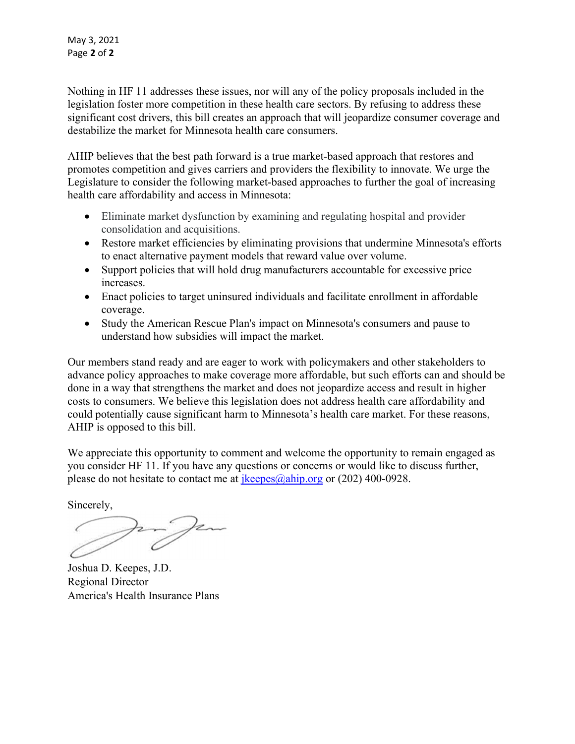Nothing in HF 11 addresses these issues, nor will any of the policy proposals included in the legislation foster more competition in these health care sectors. By refusing to address these significant cost drivers, this bill creates an approach that will jeopardize consumer coverage and destabilize the market for Minnesota health care consumers.

AHIP believes that the best path forward is a true market-based approach that restores and promotes competition and gives carriers and providers the flexibility to innovate. We urge the Legislature to consider the following market-based approaches to further the goal of increasing health care affordability and access in Minnesota:

- Eliminate market dysfunction by examining and regulating hospital and provider consolidation and acquisitions.
- Restore market efficiencies by eliminating provisions that undermine Minnesota's efforts to enact alternative payment models that reward value over volume.
- Support policies that will hold drug manufacturers accountable for excessive price increases.
- Enact policies to target uninsured individuals and facilitate enrollment in affordable coverage.
- Study the American Rescue Plan's impact on Minnesota's consumers and pause to understand how subsidies will impact the market.

Our members stand ready and are eager to work with policymakers and other stakeholders to advance policy approaches to make coverage more affordable, but such efforts can and should be done in a way that strengthens the market and does not jeopardize access and result in higher costs to consumers. We believe this legislation does not address health care affordability and could potentially cause significant harm to Minnesota's health care market. For these reasons, AHIP is opposed to this bill.

We appreciate this opportunity to comment and welcome the opportunity to remain engaged as you consider HF 11. If you have any questions or concerns or would like to discuss further, please do not hesitate to contact me at jkeepes@ahip.org or (202) 400-0928.

Sincerely,

Joshua D. Keepes, J.D.
Regional Director
America's Health Insurance Plans